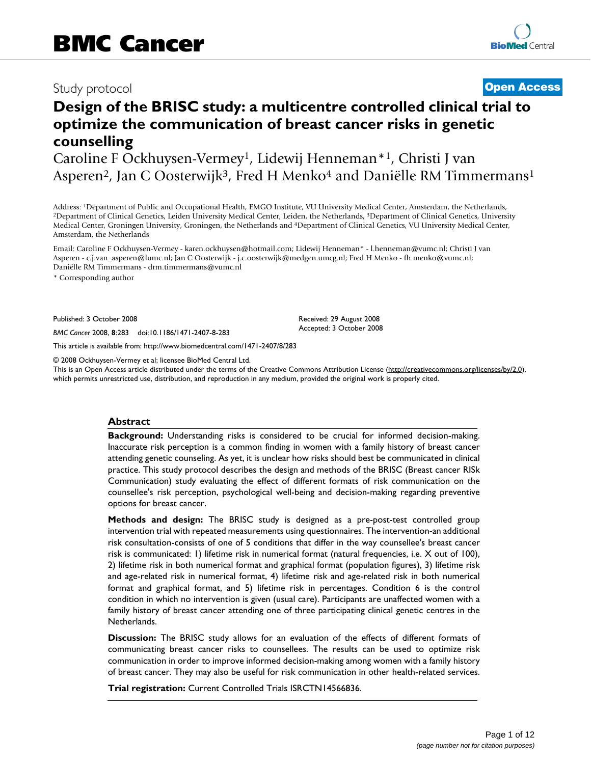# BMC Cancer

Study protocol

**Open Access**

# Design of the BRISC study: a multicentre controlled clinical trial to optimize the communication of breast cancer risks in genetic counselling

Caroline F Ockhuysen-Vermey[1], Lidewij Henneman*[1], Christi J van Asperen[2], Jan C Oosterwijk[3], Fred H Menko[4] and Daniëlle RM Timmermans[1]

Address: [1]Department of Public and Occupational Health, EMGO Institute, VU University Medical Center, Amsterdam, the Netherlands, [2]Department of Clinical Genetics, Leiden University Medical Center, Leiden, the Netherlands, [3]Department of Clinical Genetics, University Medical Center, Groningen University, Groningen, the Netherlands and [4]Department of Clinical Genetics, VU University Medical Center, Amsterdam, the Netherlands

Email: Caroline F Ockhuysen-Vermey - karen.ockhuysen@hotmail.com; Lidewij Henneman* - l.henneman@vumc.nl; Christi J van Asperen - c.j.van_asperen@lumc.nl; Jan C Oosterwijk - j.c.oosterwijk@medgen.umcg.nl; Fred H Menko - fh.menko@vumc.nl; Daniëlle RM Timmermans - drm.timmermans@vumc.nl

\* Corresponding author

Published: 3 October 2008

*BMC Cancer* 2008, **8**:283 doi:10.1186/1471-2407-8-283

Received: 29 August 2008
Accepted: 3 October 2008

This article is available from: http://www.biomedcentral.com/1471-2407/8/283

© 2008 Ockhuysen-Vermey et al; licensee BioMed Central Ltd.
This is an Open Access article distributed under the terms of the Creative Commons Attribution License (http://creativecommons.org/licenses/by/2.0), which permits unrestricted use, distribution, and reproduction in any medium, provided the original work is properly cited.

## Abstract

**Background:** Understanding risks is considered to be crucial for informed decision-making. Inaccurate risk perception is a common finding in women with a family history of breast cancer attending genetic counseling. As yet, it is unclear how risks should best be communicated in clinical practice. This study protocol describes the design and methods of the BRISC (Breast cancer RISk Communication) study evaluating the effect of different formats of risk communication on the counsellee's risk perception, psychological well-being and decision-making regarding preventive options for breast cancer.

**Methods and design:** The BRISC study is designed as a pre-post-test controlled group intervention trial with repeated measurements using questionnaires. The intervention-an additional risk consultation-consists of one of 5 conditions that differ in the way counsellee's breast cancer risk is communicated: 1) lifetime risk in numerical format (natural frequencies, i.e. X out of 100), 2) lifetime risk in both numerical format and graphical format (population figures), 3) lifetime risk and age-related risk in numerical format, 4) lifetime risk and age-related risk in both numerical format and graphical format, and 5) lifetime risk in percentages. Condition 6 is the control condition in which no intervention is given (usual care). Participants are unaffected women with a family history of breast cancer attending one of three participating clinical genetic centres in the Netherlands.

**Discussion:** The BRISC study allows for an evaluation of the effects of different formats of communicating breast cancer risks to counsellees. The results can be used to optimize risk communication in order to improve informed decision-making among women with a family history of breast cancer. They may also be useful for risk communication in other health-related services.

**Trial registration:** Current Controlled Trials ISRCTN14566836.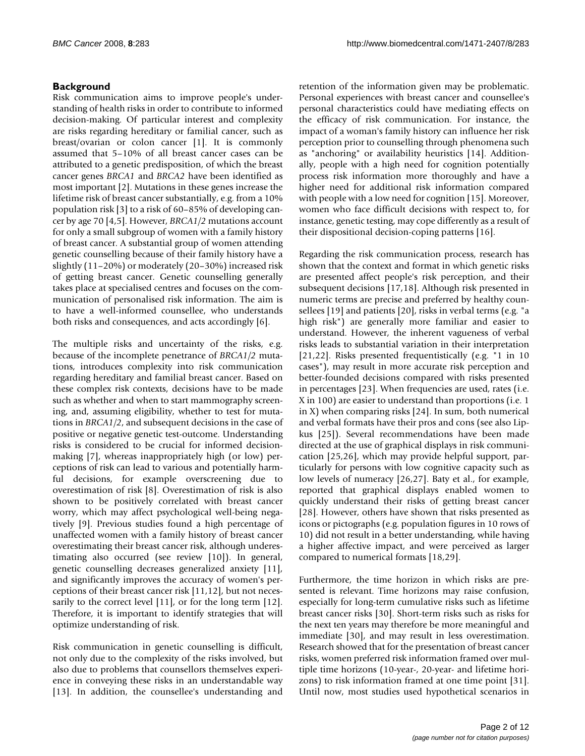## Background

Risk communication aims to improve people's understanding of health risks in order to contribute to informed decision-making. Of particular interest and complexity are risks regarding hereditary or familial cancer, such as breast/ovarian or colon cancer [1]. It is commonly assumed that 5–10% of all breast cancer cases can be attributed to a genetic predisposition, of which the breast cancer genes *BRCA1* and *BRCA2* have been identified as most important [2]. Mutations in these genes increase the lifetime risk of breast cancer substantially, e.g. from a 10% population risk [3] to a risk of 60–85% of developing cancer by age 70 [4,5]. However, *BRCA1/2* mutations account for only a small subgroup of women with a family history of breast cancer. A substantial group of women attending genetic counselling because of their family history have a slightly (11–20%) or moderately (20–30%) increased risk of getting breast cancer. Genetic counselling generally takes place at specialised centres and focuses on the communication of personalised risk information. The aim is to have a well-informed counsellee, who understands both risks and consequences, and acts accordingly [6].

The multiple risks and uncertainty of the risks, e.g. because of the incomplete penetrance of *BRCA1/2* mutations, introduces complexity into risk communication regarding hereditary and familial breast cancer. Based on these complex risk contexts, decisions have to be made such as whether and when to start mammography screening, and, assuming eligibility, whether to test for mutations in *BRCA1/2*, and subsequent decisions in the case of positive or negative genetic test-outcome. Understanding risks is considered to be crucial for informed decision-making [7], whereas inappropriately high (or low) perceptions of risk can lead to various and potentially harmful decisions, for example overscreening due to overestimation of risk [8]. Overestimation of risk is also shown to be positively correlated with breast cancer worry, which may affect psychological well-being negatively [9]. Previous studies found a high percentage of unaffected women with a family history of breast cancer overestimating their breast cancer risk, although underestimating also occurred (see review [10]). In general, genetic counselling decreases generalized anxiety [11], and significantly improves the accuracy of women's perceptions of their breast cancer risk [11,12], but not necessarily to the correct level [11], or for the long term [12]. Therefore, it is important to identify strategies that will optimize understanding of risk.

Risk communication in genetic counselling is difficult, not only due to the complexity of the risks involved, but also due to problems that counsellors themselves experience in conveying these risks in an understandable way [13]. In addition, the counsellee's understanding and retention of the information given may be problematic. Personal experiences with breast cancer and counsellee's personal characteristics could have mediating effects on the efficacy of risk communication. For instance, the impact of a woman's family history can influence her risk perception prior to counselling through phenomena such as "anchoring" or availability heuristics [14]. Additionally, people with a high need for cognition potentially process risk information more thoroughly and have a higher need for additional risk information compared with people with a low need for cognition [15]. Moreover, women who face difficult decisions with respect to, for instance, genetic testing, may cope differently as a result of their dispositional decision-coping patterns [16].

Regarding the risk communication process, research has shown that the context and format in which genetic risks are presented affect people's risk perception, and their subsequent decisions [17,18]. Although risk presented in numeric terms are precise and preferred by healthy counsellees [19] and patients [20], risks in verbal terms (e.g. "a high risk") are generally more familiar and easier to understand. However, the inherent vagueness of verbal risks leads to substantial variation in their interpretation [21,22]. Risks presented frequentistically (e.g. "1 in 10 cases"), may result in more accurate risk perception and better-founded decisions compared with risks presented in percentages [23]. When frequencies are used, rates (i.e. X in 100) are easier to understand than proportions (i.e. 1 in X) when comparing risks [24]. In sum, both numerical and verbal formats have their pros and cons (see also Lipkus [25]). Several recommendations have been made directed at the use of graphical displays in risk communication [25,26], which may provide helpful support, particularly for persons with low cognitive capacity such as low levels of numeracy [26,27]. Baty et al., for example, reported that graphical displays enabled women to quickly understand their risks of getting breast cancer [28]. However, others have shown that risks presented as icons or pictographs (e.g. population figures in 10 rows of 10) did not result in a better understanding, while having a higher affective impact, and were perceived as larger compared to numerical formats [18,29].

Furthermore, the time horizon in which risks are presented is relevant. Time horizons may raise confusion, especially for long-term cumulative risks such as lifetime breast cancer risks [30]. Short-term risks such as risks for the next ten years may therefore be more meaningful and immediate [30], and may result in less overestimation. Research showed that for the presentation of breast cancer risks, women preferred risk information framed over multiple time horizons (10-year-, 20-year- and lifetime horizons) to risk information framed at one time point [31]. Until now, most studies used hypothetical scenarios in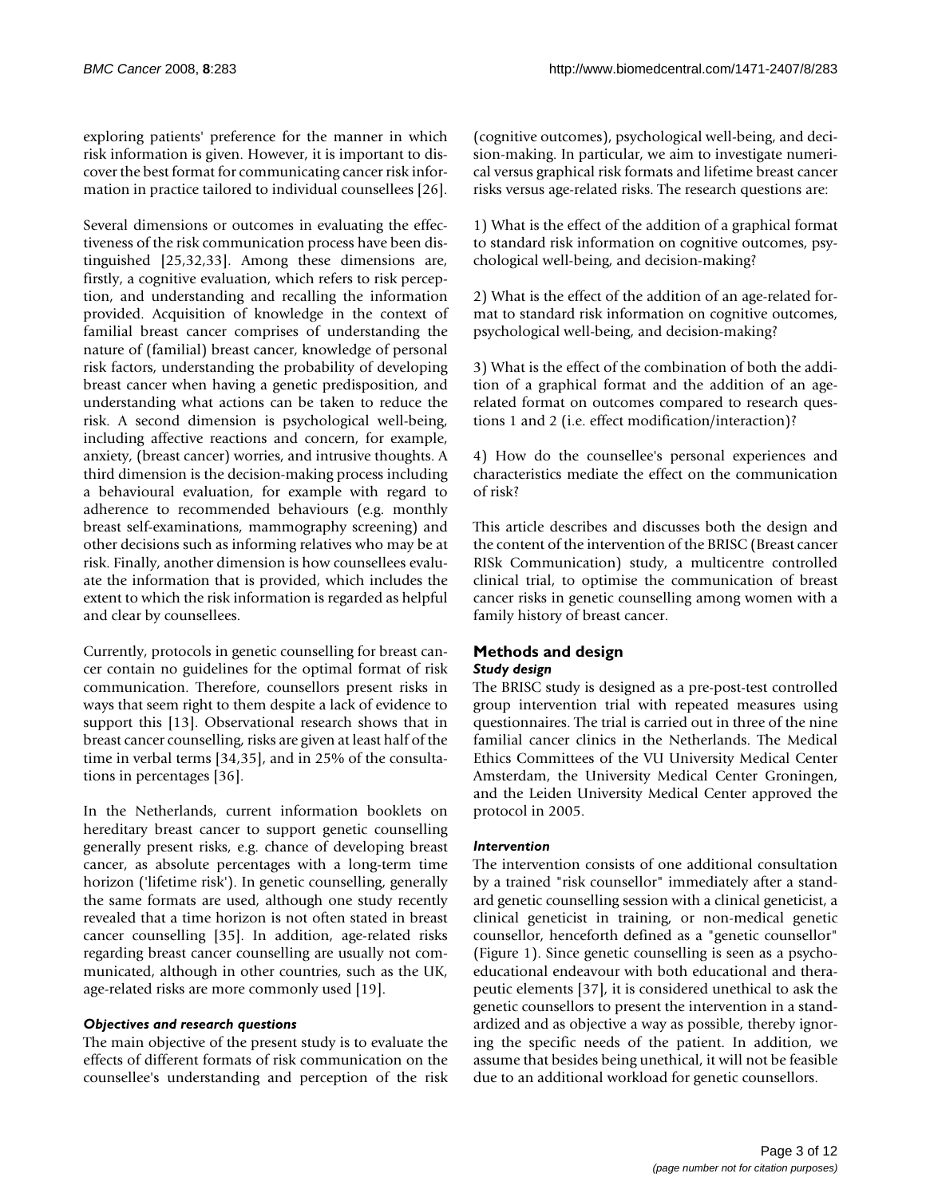exploring patients' preference for the manner in which risk information is given. However, it is important to discover the best format for communicating cancer risk information in practice tailored to individual counsellees [26].

Several dimensions or outcomes in evaluating the effectiveness of the risk communication process have been distinguished [25,32,33]. Among these dimensions are, firstly, a cognitive evaluation, which refers to risk perception, and understanding and recalling the information provided. Acquisition of knowledge in the context of familial breast cancer comprises of understanding the nature of (familial) breast cancer, knowledge of personal risk factors, understanding the probability of developing breast cancer when having a genetic predisposition, and understanding what actions can be taken to reduce the risk. A second dimension is psychological well-being, including affective reactions and concern, for example, anxiety, (breast cancer) worries, and intrusive thoughts. A third dimension is the decision-making process including a behavioural evaluation, for example with regard to adherence to recommended behaviours (e.g. monthly breast self-examinations, mammography screening) and other decisions such as informing relatives who may be at risk. Finally, another dimension is how counsellees evaluate the information that is provided, which includes the extent to which the risk information is regarded as helpful and clear by counsellees.

Currently, protocols in genetic counselling for breast cancer contain no guidelines for the optimal format of risk communication. Therefore, counsellors present risks in ways that seem right to them despite a lack of evidence to support this [13]. Observational research shows that in breast cancer counselling, risks are given at least half of the time in verbal terms [34,35], and in 25% of the consultations in percentages [36].

In the Netherlands, current information booklets on hereditary breast cancer to support genetic counselling generally present risks, e.g. chance of developing breast cancer, as absolute percentages with a long-term time horizon ('lifetime risk'). In genetic counselling, generally the same formats are used, although one study recently revealed that a time horizon is not often stated in breast cancer counselling [35]. In addition, age-related risks regarding breast cancer counselling are usually not communicated, although in other countries, such as the UK, age-related risks are more commonly used [19].

### *Objectives and research questions*

The main objective of the present study is to evaluate the effects of different formats of risk communication on the counsellee's understanding and perception of the risk (cognitive outcomes), psychological well-being, and decision-making. In particular, we aim to investigate numerical versus graphical risk formats and lifetime breast cancer risks versus age-related risks. The research questions are:

1) What is the effect of the addition of a graphical format to standard risk information on cognitive outcomes, psychological well-being, and decision-making?

2) What is the effect of the addition of an age-related format to standard risk information on cognitive outcomes, psychological well-being, and decision-making?

3) What is the effect of the combination of both the addition of a graphical format and the addition of an age-related format on outcomes compared to research questions 1 and 2 (i.e. effect modification/interaction)?

4) How do the counsellee's personal experiences and characteristics mediate the effect on the communication of risk?

This article describes and discusses both the design and the content of the intervention of the BRISC (Breast cancer RISk Communication) study, a multicentre controlled clinical trial, to optimise the communication of breast cancer risks in genetic counselling among women with a family history of breast cancer.

## Methods and design

### *Study design*

The BRISC study is designed as a pre-post-test controlled group intervention trial with repeated measures using questionnaires. The trial is carried out in three of the nine familial cancer clinics in the Netherlands. The Medical Ethics Committees of the VU University Medical Center Amsterdam, the University Medical Center Groningen, and the Leiden University Medical Center approved the protocol in 2005.

### *Intervention*

The intervention consists of one additional consultation by a trained "risk counsellor" immediately after a standard genetic counselling session with a clinical geneticist, a clinical geneticist in training, or non-medical genetic counsellor, henceforth defined as a "genetic counsellor" (Figure 1). Since genetic counselling is seen as a psycho-educational endeavour with both educational and therapeutic elements [37], it is considered unethical to ask the genetic counsellors to present the intervention in a standardized and as objective a way as possible, thereby ignoring the specific needs of the patient. In addition, we assume that besides being unethical, it will not be feasible due to an additional workload for genetic counsellors.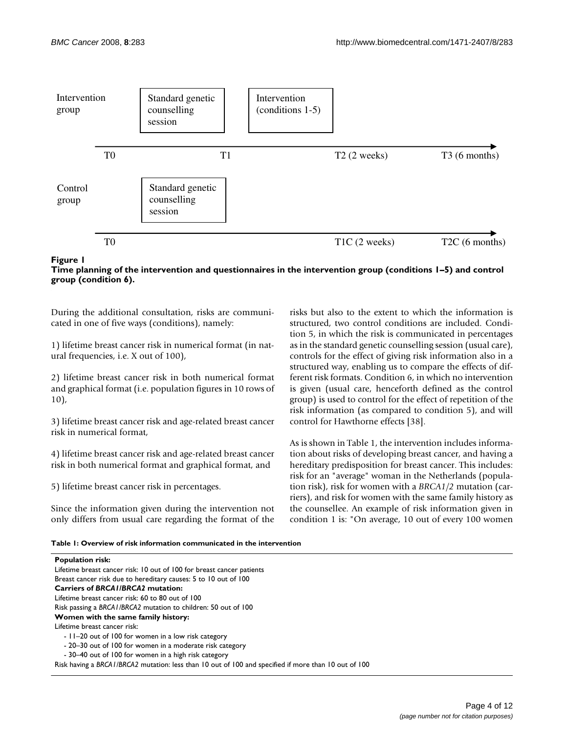Intervention group | Standard genetic counselling session | Intervention (conditions 1-5)

T0 — T1 — T2 (2 weeks) — T3 (6 months)

Control group | Standard genetic counselling session

T0 — T1C (2 weeks) — T2C (6 months)

**Figure 1**
**Time planning of the intervention and questionnaires in the intervention group (conditions 1–5) and control group (condition 6).**

During the additional consultation, risks are communicated in one of five ways (conditions), namely:

1) lifetime breast cancer risk in numerical format (in natural frequencies, i.e. X out of 100),

2) lifetime breast cancer risk in both numerical format and graphical format (i.e. population figures in 10 rows of 10),

3) lifetime breast cancer risk and age-related breast cancer risk in numerical format,

4) lifetime breast cancer risk and age-related breast cancer risk in both numerical format and graphical format, and

5) lifetime breast cancer risk in percentages.

Since the information given during the intervention not only differs from usual care regarding the format of the risks but also to the extent to which the information is structured, two control conditions are included. Condition 5, in which the risk is communicated in percentages as in the standard genetic counselling session (usual care), controls for the effect of giving risk information also in a structured way, enabling us to compare the effects of different risk formats. Condition 6, in which no intervention is given (usual care, henceforth defined as the control group) is used to control for the effect of repetition of the risk information (as compared to condition 5), and will control for Hawthorne effects [38].

As is shown in Table 1, the intervention includes information about risks of developing breast cancer, and having a hereditary predisposition for breast cancer. This includes: risk for an "average" woman in the Netherlands (population risk), risk for women with a *BRCA1/2* mutation (carriers), and risk for women with the same family history as the counsellee. An example of risk information given in condition 1 is: "On average, 10 out of every 100 women

**Table 1: Overview of risk information communicated in the intervention**

| |
|---|
| **Population risk:** |
| Lifetime breast cancer risk: 10 out of 100 for breast cancer patients |
| Breast cancer risk due to hereditary causes: 5 to 10 out of 100 |
| **Carriers of *BRCA1/BRCA2* mutation:** |
| Lifetime breast cancer risk: 60 to 80 out of 100 |
| Risk passing a *BRCA1/BRCA2* mutation to children: 50 out of 100 |
| **Women with the same family history:** |
| Lifetime breast cancer risk: |
| - 11–20 out of 100 for women in a low risk category |
| - 20–30 out of 100 for women in a moderate risk category |
| - 30–40 out of 100 for women in a high risk category |
| Risk having a *BRCA1/BRCA2* mutation: less than 10 out of 100 and specified if more than 10 out of 100 |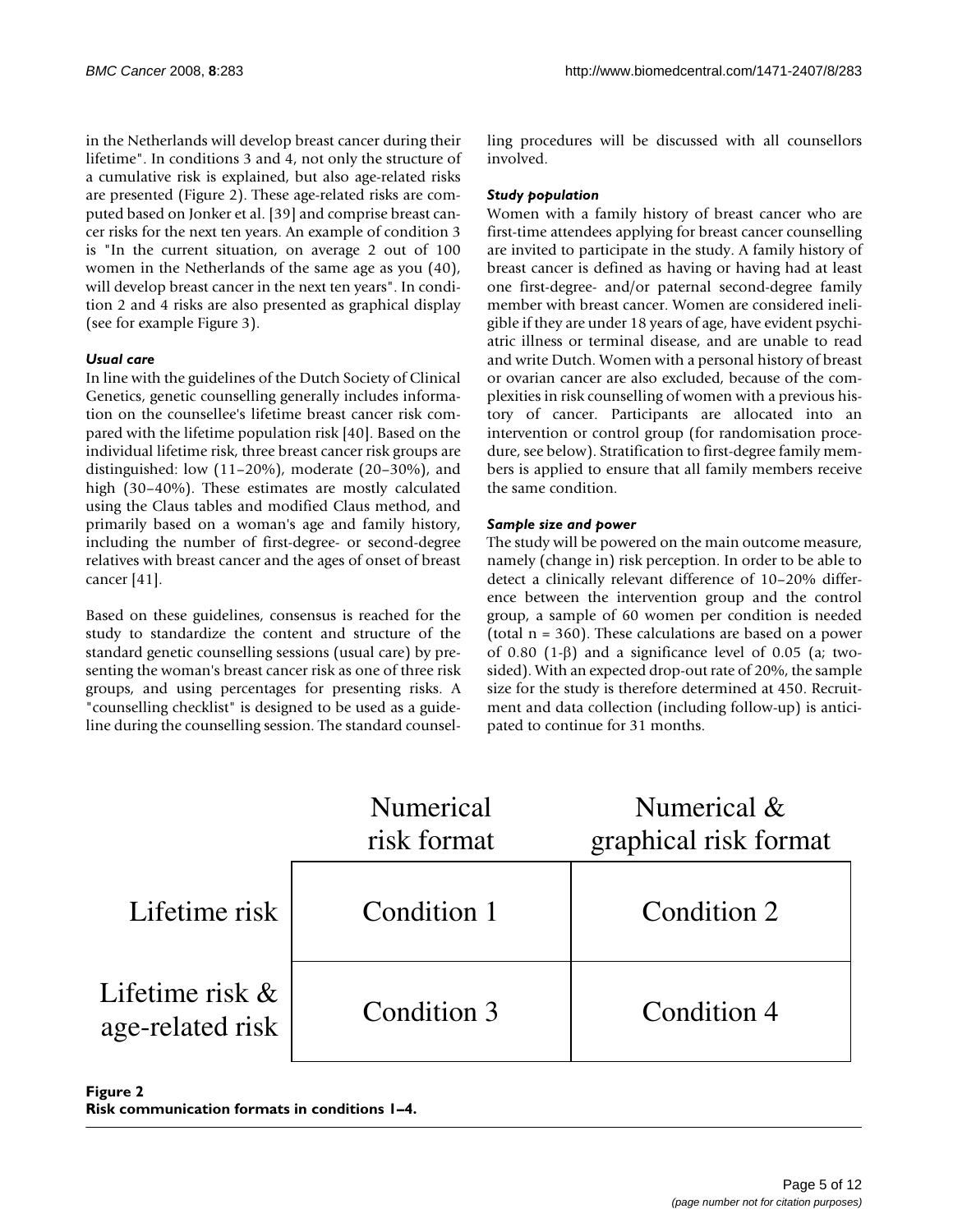in the Netherlands will develop breast cancer during their lifetime". In conditions 3 and 4, not only the structure of a cumulative risk is explained, but also age-related risks are presented (Figure 2). These age-related risks are computed based on Jonker et al. [39] and comprise breast cancer risks for the next ten years. An example of condition 3 is "In the current situation, on average 2 out of 100 women in the Netherlands of the same age as you (40), will develop breast cancer in the next ten years". In condition 2 and 4 risks are also presented as graphical display (see for example Figure 3).

### *Usual care*

In line with the guidelines of the Dutch Society of Clinical Genetics, genetic counselling generally includes information on the counsellee's lifetime breast cancer risk compared with the lifetime population risk [40]. Based on the individual lifetime risk, three breast cancer risk groups are distinguished: low (11–20%), moderate (20–30%), and high (30–40%). These estimates are mostly calculated using the Claus tables and modified Claus method, and primarily based on a woman's age and family history, including the number of first-degree- or second-degree relatives with breast cancer and the ages of onset of breast cancer [41].

Based on these guidelines, consensus is reached for the study to standardize the content and structure of the standard genetic counselling sessions (usual care) by presenting the woman's breast cancer risk as one of three risk groups, and using percentages for presenting risks. A "counselling checklist" is designed to be used as a guideline during the counselling session. The standard counselling procedures will be discussed with all counsellors involved.

### *Study population*

Women with a family history of breast cancer who are first-time attendees applying for breast cancer counselling are invited to participate in the study. A family history of breast cancer is defined as having or having had at least one first-degree- and/or paternal second-degree family member with breast cancer. Women are considered ineligible if they are under 18 years of age, have evident psychiatric illness or terminal disease, and are unable to read and write Dutch. Women with a personal history of breast or ovarian cancer are also excluded, because of the complexities in risk counselling of women with a previous history of cancer. Participants are allocated into an intervention or control group (for randomisation procedure, see below). Stratification to first-degree family members is applied to ensure that all family members receive the same condition.

### *Sample size and power*

The study will be powered on the main outcome measure, namely (change in) risk perception. In order to be able to detect a clinically relevant difference of 10–20% difference between the intervention group and the control group, a sample of 60 women per condition is needed (total n = 360). These calculations are based on a power of 0.80 ($1-\beta$) and a significance level of 0.05 ($a$; two-sided). With an expected drop-out rate of 20%, the sample size for the study is therefore determined at 450. Recruitment and data collection (including follow-up) is anticipated to continue for 31 months.

| | Numerical risk format | Numerical & graphical risk format |
|---|---|---|
| Lifetime risk | Condition 1 | Condition 2 |
| Lifetime risk & age-related risk | Condition 3 | Condition 4 |

**Figure 2**
**Risk communication formats in conditions 1–4.**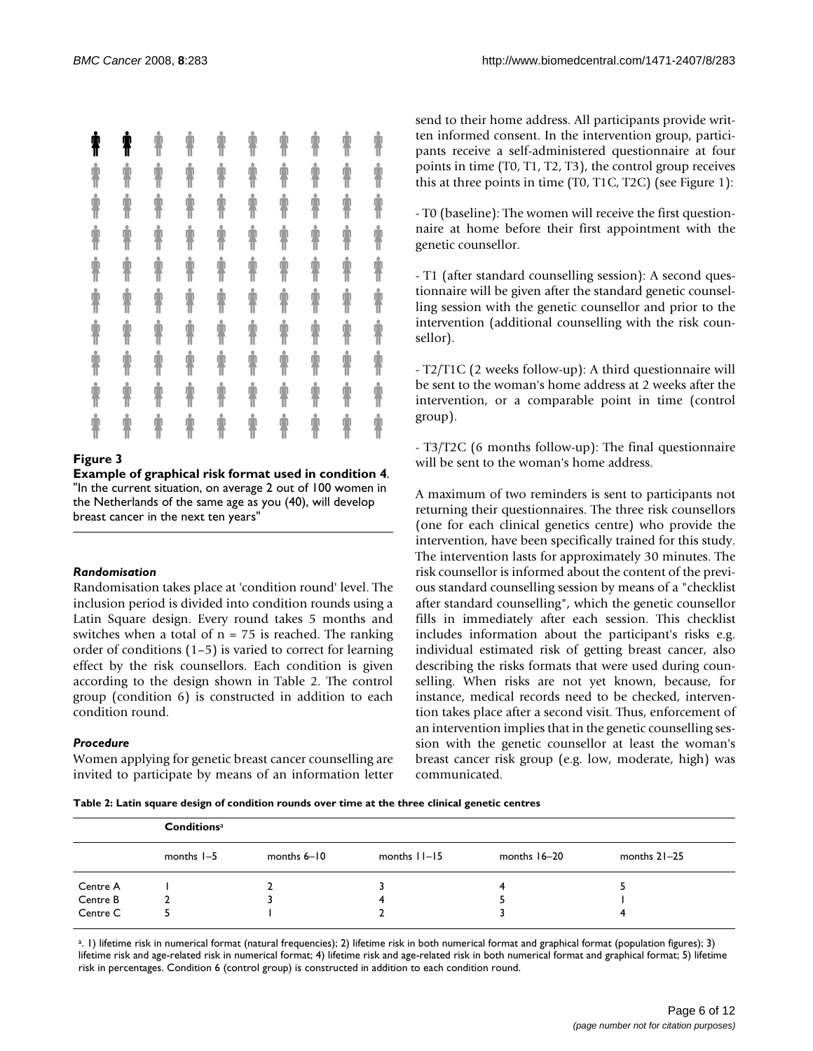**Figure 3**

**Example of graphical risk format used in condition 4**. "In the current situation, on average 2 out of 100 women in the Netherlands of the same age as you (40), will develop breast cancer in the next ten years"

### *Randomisation*

Randomisation takes place at 'condition round' level. The inclusion period is divided into condition rounds using a Latin Square design. Every round takes 5 months and switches when a total of n = 75 is reached. The ranking order of conditions (1–5) is varied to correct for learning effect by the risk counsellors. Each condition is given according to the design shown in Table 2. The control group (condition 6) is constructed in addition to each condition round.

### *Procedure*

Women applying for genetic breast cancer counselling are invited to participate by means of an information letter send to their home address. All participants provide written informed consent. In the intervention group, participants receive a self-administered questionnaire at four points in time (T0, T1, T2, T3), the control group receives this at three points in time (T0, T1C, T2C) (see Figure 1):

- T0 (baseline): The women will receive the first questionnaire at home before their first appointment with the genetic counsellor.

- T1 (after standard counselling session): A second questionnaire will be given after the standard genetic counselling session with the genetic counsellor and prior to the intervention (additional counselling with the risk counsellor).

- T2/T1C (2 weeks follow-up): A third questionnaire will be sent to the woman's home address at 2 weeks after the intervention, or a comparable point in time (control group).

- T3/T2C (6 months follow-up): The final questionnaire will be sent to the woman's home address.

A maximum of two reminders is sent to participants not returning their questionnaires. The three risk counsellors (one for each clinical genetics centre) who provide the intervention, have been specifically trained for this study. The intervention lasts for approximately 30 minutes. The risk counsellor is informed about the content of the previous standard counselling session by means of a "checklist after standard counselling", which the genetic counsellor fills in immediately after each session. This checklist includes information about the participant's risks e.g. individual estimated risk of getting breast cancer, also describing the risks formats that were used during counselling. When risks are not yet known, because, for instance, medical records need to be checked, intervention takes place after a second visit. Thus, enforcement of an intervention implies that in the genetic counselling session with the genetic counsellor at least the woman's breast cancer risk group (e.g. low, moderate, high) was communicated.

**Table 2: Latin square design of condition rounds over time at the three clinical genetic centres**

| | **Conditions**[a] | | | | |
|---|---|---|---|---|---|
| | months 1–5 | months 6–10 | months 11–15 | months 16–20 | months 21–25 |
| Centre A | 1 | 2 | 3 | 4 | 5 |
| Centre B | 2 | 3 | 4 | 5 | 1 |
| Centre C | 5 | 1 | 2 | 3 | 4 |

[a]. 1) lifetime risk in numerical format (natural frequencies); 2) lifetime risk in both numerical format and graphical format (population figures); 3) lifetime risk and age-related risk in numerical format; 4) lifetime risk and age-related risk in both numerical format and graphical format; 5) lifetime risk in percentages. Condition 6 (control group) is constructed in addition to each condition round.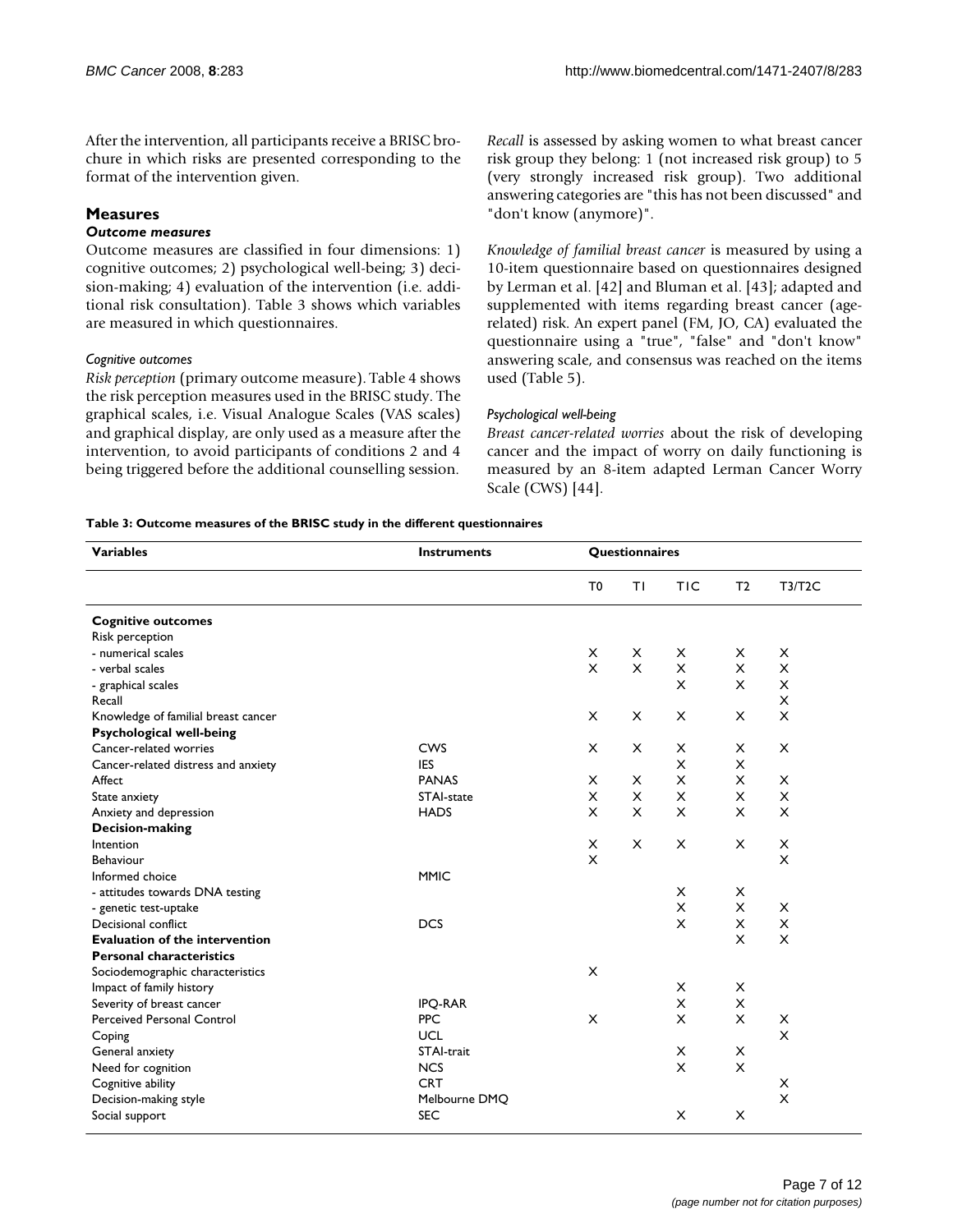After the intervention, all participants receive a BRISC brochure in which risks are presented corresponding to the format of the intervention given.

## Measures

### *Outcome measures*

Outcome measures are classified in four dimensions: 1) cognitive outcomes; 2) psychological well-being; 3) decision-making; 4) evaluation of the intervention (i.e. additional risk consultation). Table 3 shows which variables are measured in which questionnaires.

#### *Cognitive outcomes*

*Risk perception* (primary outcome measure). Table 4 shows the risk perception measures used in the BRISC study. The graphical scales, i.e. Visual Analogue Scales (VAS scales) and graphical display, are only used as a measure after the intervention, to avoid participants of conditions 2 and 4 being triggered before the additional counselling session.

*Recall* is assessed by asking women to what breast cancer risk group they belong: 1 (not increased risk group) to 5 (very strongly increased risk group). Two additional answering categories are "this has not been discussed" and "don't know (anymore)".

*Knowledge of familial breast cancer* is measured by using a 10-item questionnaire based on questionnaires designed by Lerman et al. [42] and Bluman et al. [43]; adapted and supplemented with items regarding breast cancer (age-related) risk. An expert panel (FM, JO, CA) evaluated the questionnaire using a "true", "false" and "don't know" answering scale, and consensus was reached on the items used (Table 5).

#### *Psychological well-being*

*Breast cancer-related worries* about the risk of developing cancer and the impact of worry on daily functioning is measured by an 8-item adapted Lerman Cancer Worry Scale (CWS) [44].

**Table 3: Outcome measures of the BRISC study in the different questionnaires**

| Variables | Instruments | Questionnaires | | | | |
|---|---|---|---|---|---|---|
| | | T0 | T1 | T1C | T2 | T3/T2C |
| **Cognitive outcomes** | | | | | | |
| Risk perception | | | | | | |
| - numerical scales | | X | X | X | X | X |
| - verbal scales | | X | X | X | X | X |
| - graphical scales | | | | X | X | X |
| Recall | | | | | | X |
| Knowledge of familial breast cancer | | X | X | X | X | X |
| **Psychological well-being** | | | | | | |
| Cancer-related worries | CWS | X | X | X | X | X |
| Cancer-related distress and anxiety | IES | | | X | X | |
| Affect | PANAS | X | X | X | X | X |
| State anxiety | STAI-state | X | X | X | X | X |
| Anxiety and depression | HADS | X | X | X | X | X |
| **Decision-making** | | | | | | |
| Intention | | X | X | X | X | X |
| Behaviour | | X | | | | X |
| Informed choice | MMIC | | | | | |
| - attitudes towards DNA testing | | | | X | X | |
| - genetic test-uptake | | | | X | X | X |
| Decisional conflict | DCS | | | X | X | X |
| **Evaluation of the intervention** | | | | | X | X |
| **Personal characteristics** | | | | | | |
| Sociodemographic characteristics | | X | | | | |
| Impact of family history | | | | X | X | |
| Severity of breast cancer | IPQ-RAR | | | X | X | |
| Perceived Personal Control | PPC | X | | X | X | X |
| Coping | UCL | | | | | X |
| General anxiety | STAI-trait | | | X | X | |
| Need for cognition | NCS | | | X | X | |
| Cognitive ability | CRT | | | | | X |
| Decision-making style | Melbourne DMQ | | | | | X |
| Social support | SEC | | | X | X | |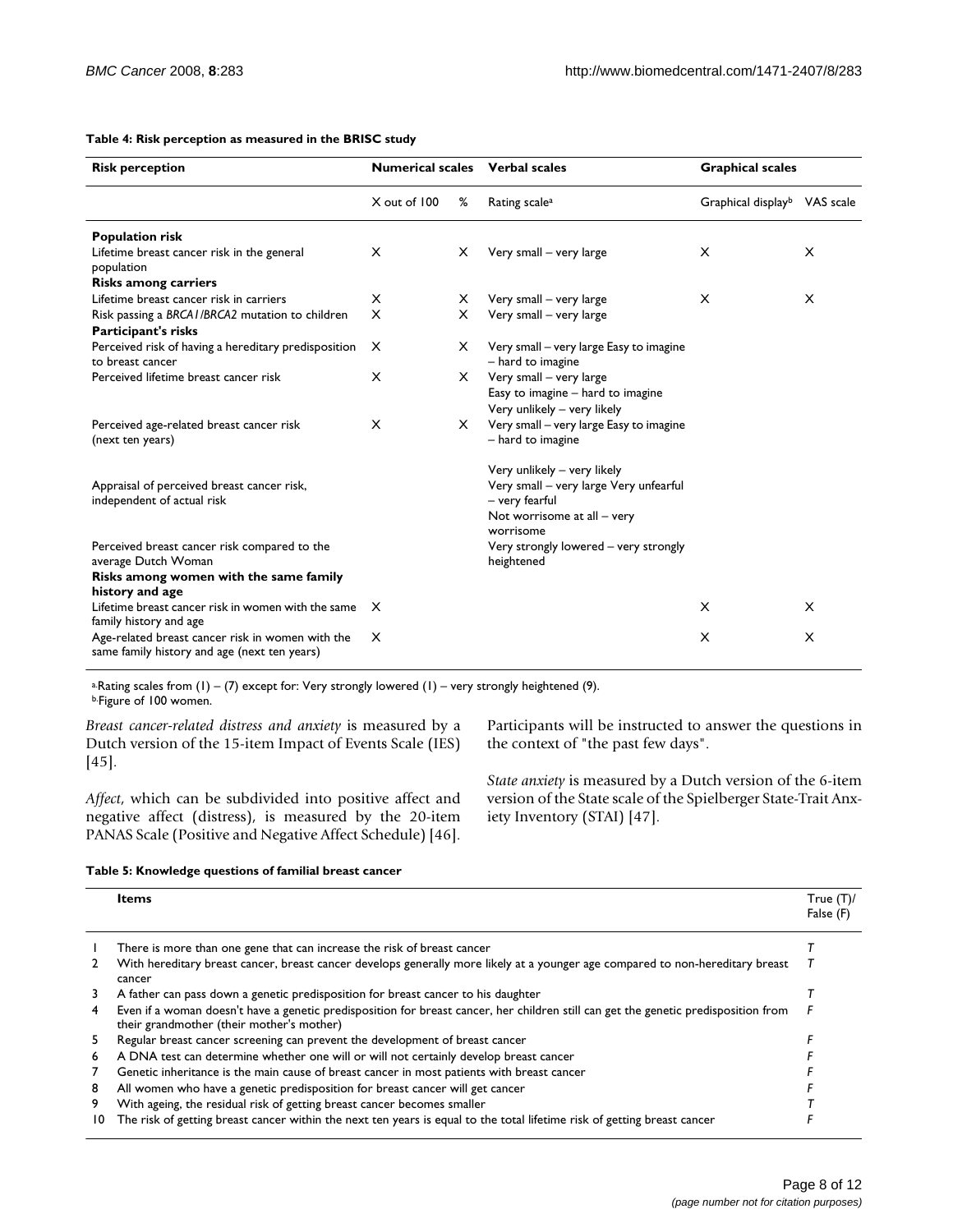**Table 4: Risk perception as measured in the BRISC study**

| Risk perception | Numerical scales | | Verbal scales | Graphical scales | |
|---|---|---|---|---|---|
| | X out of 100 | % | Rating scale[a] | Graphical display[b] | VAS scale |
| **Population risk** | | | | | |
| Lifetime breast cancer risk in the general population | X | X | Very small – very large | X | X |
| **Risks among carriers** | | | | | |
| Lifetime breast cancer risk in carriers | X | X | Very small – very large | X | X |
| Risk passing a *BRCA1/BRCA2* mutation to children | X | X | Very small – very large | | |
| **Participant's risks** | | | | | |
| Perceived risk of having a hereditary predisposition to breast cancer | X | X | Very small – very large Easy to imagine – hard to imagine | | |
| Perceived lifetime breast cancer risk | X | X | Very small – very large<br>Easy to imagine – hard to imagine<br>Very unlikely – very likely | | |
| Perceived age-related breast cancer risk (next ten years) | X | X | Very small – very large Easy to imagine – hard to imagine<br><br>Very unlikely – very likely | | |
| Appraisal of perceived breast cancer risk, independent of actual risk | | | Very small – very large Very unfearful – very fearful<br>Not worrisome at all – very worrisome | | |
| Perceived breast cancer risk compared to the average Dutch Woman | | | Very strongly lowered – very strongly heightened | | |
| **Risks among women with the same family history and age** | | | | | |
| Lifetime breast cancer risk in women with the same family history and age | X | | | X | X |
| Age-related breast cancer risk in women with the same family history and age (next ten years) | X | | | X | X |

[a] Rating scales from (1) – (7) except for: Very strongly lowered (1) – very strongly heightened (9).
[b] Figure of 100 women.

*Breast cancer-related distress and anxiety* is measured by a Dutch version of the 15-item Impact of Events Scale (IES) [45].

*Affect*, which can be subdivided into positive affect and negative affect (distress), is measured by the 20-item PANAS Scale (Positive and Negative Affect Schedule) [46]. Participants will be instructed to answer the questions in the context of "the past few days".

*State anxiety* is measured by a Dutch version of the 6-item version of the State scale of the Spielberger State-Trait Anxiety Inventory (STAI) [47].

**Table 5: Knowledge questions of familial breast cancer**

| | Items | True (T)/ False (F) |
|---|---|---|
| 1 | There is more than one gene that can increase the risk of breast cancer | *T* |
| 2 | With hereditary breast cancer, breast cancer develops generally more likely at a younger age compared to non-hereditary breast cancer | *T* |
| 3 | A father can pass down a genetic predisposition for breast cancer to his daughter | *T* |
| 4 | Even if a woman doesn't have a genetic predisposition for breast cancer, her children still can get the genetic predisposition from their grandmother (their mother's mother) | *F* |
| 5 | Regular breast cancer screening can prevent the development of breast cancer | *F* |
| 6 | A DNA test can determine whether one will or will not certainly develop breast cancer | *F* |
| 7 | Genetic inheritance is the main cause of breast cancer in most patients with breast cancer | *F* |
| 8 | All women who have a genetic predisposition for breast cancer will get cancer | *F* |
| 9 | With ageing, the residual risk of getting breast cancer becomes smaller | *T* |
| 10 | The risk of getting breast cancer within the next ten years is equal to the total lifetime risk of getting breast cancer | *F* |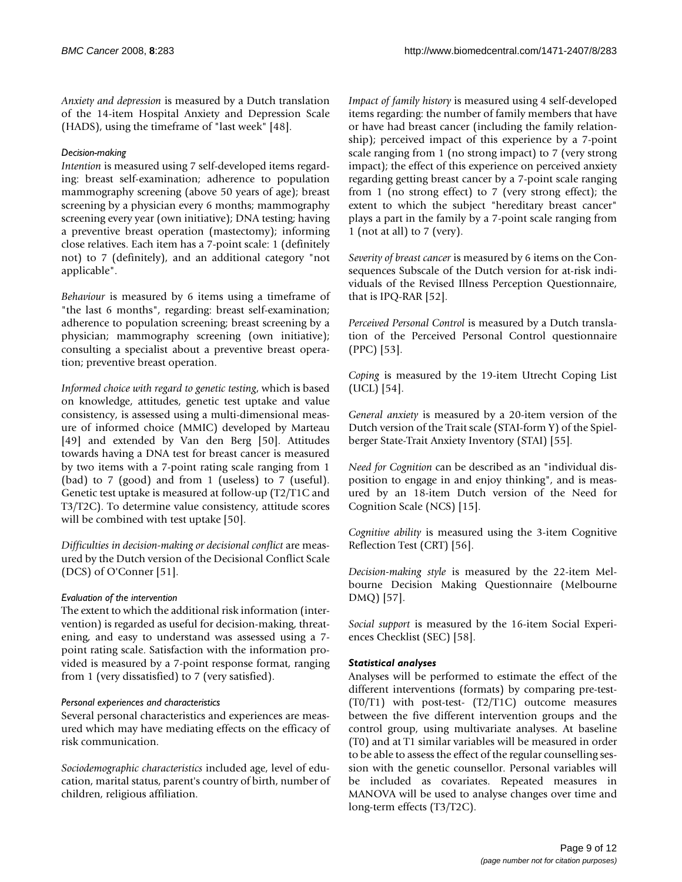*Anxiety and depression* is measured by a Dutch translation of the 14-item Hospital Anxiety and Depression Scale (HADS), using the timeframe of "last week" [48].

#### *Decision-making*

*Intention* is measured using 7 self-developed items regarding: breast self-examination; adherence to population mammography screening (above 50 years of age); breast screening by a physician every 6 months; mammography screening every year (own initiative); DNA testing; having a preventive breast operation (mastectomy); informing close relatives. Each item has a 7-point scale: 1 (definitely not) to 7 (definitely), and an additional category "not applicable".

*Behaviour* is measured by 6 items using a timeframe of "the last 6 months", regarding: breast self-examination; adherence to population screening; breast screening by a physician; mammography screening (own initiative); consulting a specialist about a preventive breast operation; preventive breast operation.

*Informed choice with regard to genetic testing*, which is based on knowledge, attitudes, genetic test uptake and value consistency, is assessed using a multi-dimensional measure of informed choice (MMIC) developed by Marteau [49] and extended by Van den Berg [50]. Attitudes towards having a DNA test for breast cancer is measured by two items with a 7-point rating scale ranging from 1 (bad) to 7 (good) and from 1 (useless) to 7 (useful). Genetic test uptake is measured at follow-up (T2/T1C and T3/T2C). To determine value consistency, attitude scores will be combined with test uptake [50].

*Difficulties in decision-making or decisional conflict* are measured by the Dutch version of the Decisional Conflict Scale (DCS) of O'Conner [51].

#### *Evaluation of the intervention*

The extent to which the additional risk information (intervention) is regarded as useful for decision-making, threatening, and easy to understand was assessed using a 7-point rating scale. Satisfaction with the information provided is measured by a 7-point response format, ranging from 1 (very dissatisfied) to 7 (very satisfied).

#### *Personal experiences and characteristics*

Several personal characteristics and experiences are measured which may have mediating effects on the efficacy of risk communication.

*Sociodemographic characteristics* included age, level of education, marital status, parent's country of birth, number of children, religious affiliation.

*Impact of family history* is measured using 4 self-developed items regarding: the number of family members that have or have had breast cancer (including the family relationship); perceived impact of this experience by a 7-point scale ranging from 1 (no strong impact) to 7 (very strong impact); the effect of this experience on perceived anxiety regarding getting breast cancer by a 7-point scale ranging from 1 (no strong effect) to 7 (very strong effect); the extent to which the subject "hereditary breast cancer" plays a part in the family by a 7-point scale ranging from 1 (not at all) to 7 (very).

*Severity of breast cancer* is measured by 6 items on the Consequences Subscale of the Dutch version for at-risk individuals of the Revised Illness Perception Questionnaire, that is IPQ-RAR [52].

*Perceived Personal Control* is measured by a Dutch translation of the Perceived Personal Control questionnaire (PPC) [53].

*Coping* is measured by the 19-item Utrecht Coping List (UCL) [54].

*General anxiety* is measured by a 20-item version of the Dutch version of the Trait scale (STAI-form Y) of the Spielberger State-Trait Anxiety Inventory (STAI) [55].

*Need for Cognition* can be described as an "individual disposition to engage in and enjoy thinking", and is measured by an 18-item Dutch version of the Need for Cognition Scale (NCS) [15].

*Cognitive ability* is measured using the 3-item Cognitive Reflection Test (CRT) [56].

*Decision-making style* is measured by the 22-item Melbourne Decision Making Questionnaire (Melbourne DMQ) [57].

*Social support* is measured by the 16-item Social Experiences Checklist (SEC) [58].

### *Statistical analyses*

Analyses will be performed to estimate the effect of the different interventions (formats) by comparing pre-test- (T0/T1) with post-test- (T2/T1C) outcome measures between the five different intervention groups and the control group, using multivariate analyses. At baseline (T0) and at T1 similar variables will be measured in order to be able to assess the effect of the regular counselling session with the genetic counsellor. Personal variables will be included as covariates. Repeated measures in MANOVA will be used to analyse changes over time and long-term effects (T3/T2C).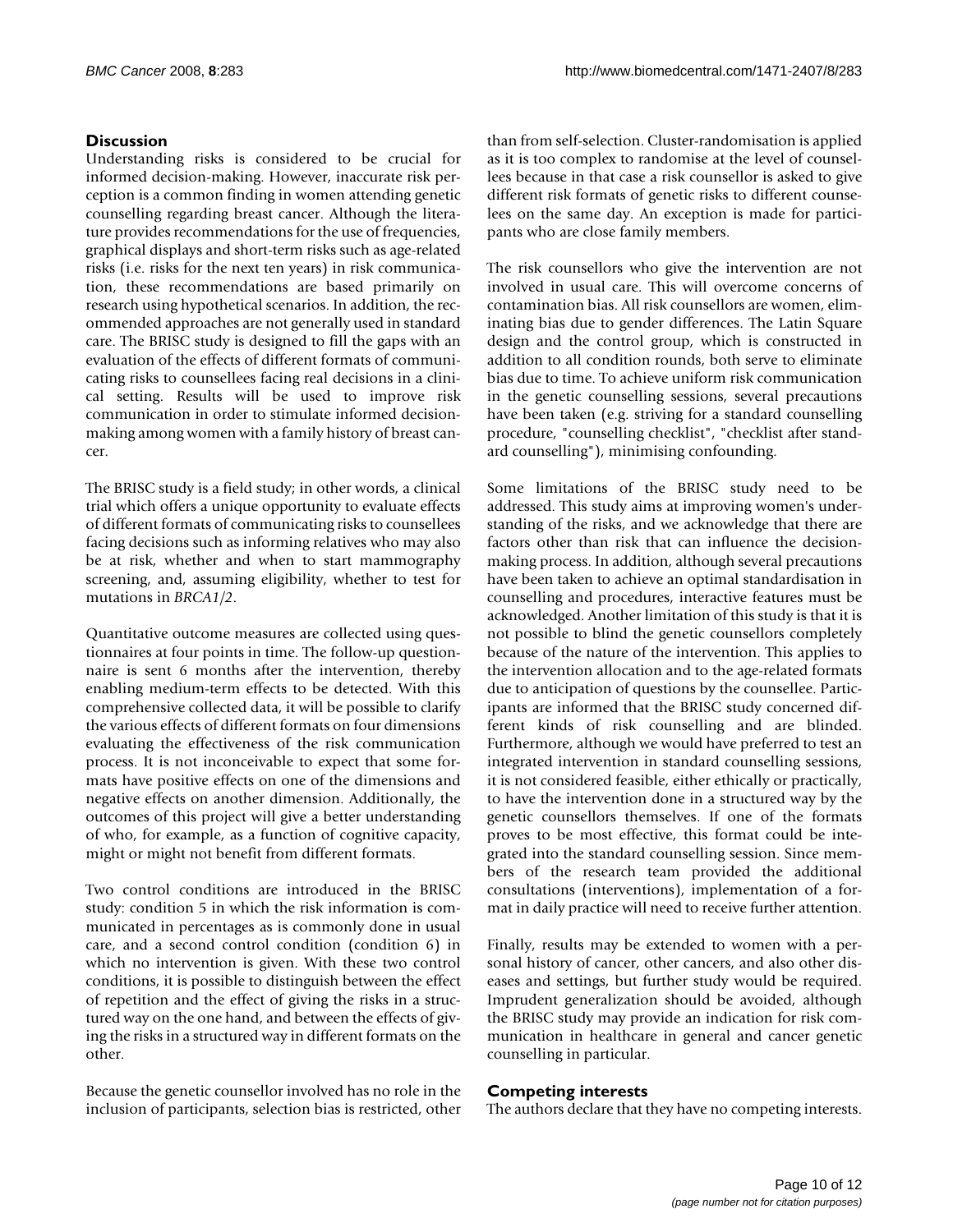## Discussion

Understanding risks is considered to be crucial for informed decision-making. However, inaccurate risk perception is a common finding in women attending genetic counselling regarding breast cancer. Although the literature provides recommendations for the use of frequencies, graphical displays and short-term risks such as age-related risks (i.e. risks for the next ten years) in risk communication, these recommendations are based primarily on research using hypothetical scenarios. In addition, the recommended approaches are not generally used in standard care. The BRISC study is designed to fill the gaps with an evaluation of the effects of different formats of communicating risks to counsellees facing real decisions in a clinical setting. Results will be used to improve risk communication in order to stimulate informed decision-making among women with a family history of breast cancer.

The BRISC study is a field study; in other words, a clinical trial which offers a unique opportunity to evaluate effects of different formats of communicating risks to counsellees facing decisions such as informing relatives who may also be at risk, whether and when to start mammography screening, and, assuming eligibility, whether to test for mutations in *BRCA1/2*.

Quantitative outcome measures are collected using questionnaires at four points in time. The follow-up questionnaire is sent 6 months after the intervention, thereby enabling medium-term effects to be detected. With this comprehensive collected data, it will be possible to clarify the various effects of different formats on four dimensions evaluating the effectiveness of the risk communication process. It is not inconceivable to expect that some formats have positive effects on one of the dimensions and negative effects on another dimension. Additionally, the outcomes of this project will give a better understanding of who, for example, as a function of cognitive capacity, might or might not benefit from different formats.

Two control conditions are introduced in the BRISC study: condition 5 in which the risk information is communicated in percentages as is commonly done in usual care, and a second control condition (condition 6) in which no intervention is given. With these two control conditions, it is possible to distinguish between the effect of repetition and the effect of giving the risks in a structured way on the one hand, and between the effects of giving the risks in a structured way in different formats on the other.

Because the genetic counsellor involved has no role in the inclusion of participants, selection bias is restricted, other than from self-selection. Cluster-randomisation is applied as it is too complex to randomise at the level of counsellees because in that case a risk counsellor is asked to give different risk formats of genetic risks to different counselees on the same day. An exception is made for participants who are close family members.

The risk counsellors who give the intervention are not involved in usual care. This will overcome concerns of contamination bias. All risk counsellors are women, eliminating bias due to gender differences. The Latin Square design and the control group, which is constructed in addition to all condition rounds, both serve to eliminate bias due to time. To achieve uniform risk communication in the genetic counselling sessions, several precautions have been taken (e.g. striving for a standard counselling procedure, "counselling checklist", "checklist after standard counselling"), minimising confounding.

Some limitations of the BRISC study need to be addressed. This study aims at improving women's understanding of the risks, and we acknowledge that there are factors other than risk that can influence the decision-making process. In addition, although several precautions have been taken to achieve an optimal standardisation in counselling and procedures, interactive features must be acknowledged. Another limitation of this study is that it is not possible to blind the genetic counsellors completely because of the nature of the intervention. This applies to the intervention allocation and to the age-related formats due to anticipation of questions by the counsellee. Participants are informed that the BRISC study concerned different kinds of risk counselling and are blinded. Furthermore, although we would have preferred to test an integrated intervention in standard counselling sessions, it is not considered feasible, either ethically or practically, to have the intervention done in a structured way by the genetic counsellors themselves. If one of the formats proves to be most effective, this format could be integrated into the standard counselling session. Since members of the research team provided the additional consultations (interventions), implementation of a format in daily practice will need to receive further attention.

Finally, results may be extended to women with a personal history of cancer, other cancers, and also other diseases and settings, but further study would be required. Imprudent generalization should be avoided, although the BRISC study may provide an indication for risk communication in healthcare in general and cancer genetic counselling in particular.

## Competing interests

The authors declare that they have no competing interests.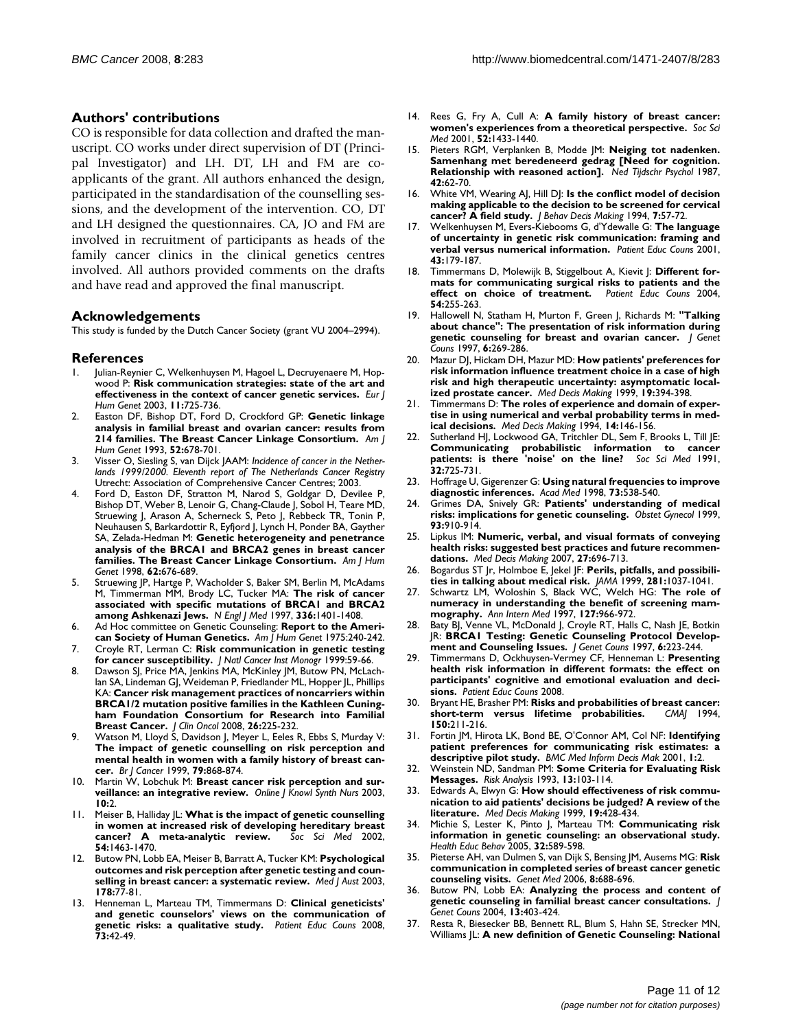## Authors' contributions

CO is responsible for data collection and drafted the manuscript. CO works under direct supervision of DT (Principal Investigator) and LH. DT, LH and FM are co-applicants of the grant. All authors enhanced the design, participated in the standardisation of the counselling sessions, and the development of the intervention. CO, DT and LH designed the questionnaires. CA, JO and FM are involved in recruitment of participants as heads of the family cancer clinics in the clinical genetics centres involved. All authors provided comments on the drafts and have read and approved the final manuscript.

## Acknowledgements

This study is funded by the Dutch Cancer Society (grant VU 2004–2994).

## References

1. Julian-Reynier C, Welkenhuysen M, Hagoel L, Decruyenaere M, Hopwood P: **Risk communication strategies: state of the art and effectiveness in the context of cancer genetic services.** *Eur J Hum Genet* 2003, **11:**725-736.
2. Easton DF, Bishop DT, Ford D, Crockford GP: **Genetic linkage analysis in familial breast and ovarian cancer: results from 214 families. The Breast Cancer Linkage Consortium.** *Am J Hum Genet* 1993, **52:**678-701.
3. Visser O, Siesling S, van Dijck JAAM: *Incidence of cancer in the Netherlands 1999/2000. Eleventh report of The Netherlands Cancer Registry* Utrecht: Association of Comprehensive Cancer Centres; 2003.
4. Ford D, Easton DF, Stratton M, Narod S, Goldgar D, Devilee P, Bishop DT, Weber B, Lenoir G, Chang-Claude J, Sobol H, Teare MD, Struewing J, Arason A, Scherneck S, Peto J, Rebbeck TR, Tonin P, Neuhausen S, Barkardottir R, Eyfjord J, Lynch H, Ponder BA, Gayther SA, Zelada-Hedman M: **Genetic heterogeneity and penetrance analysis of the BRCA1 and BRCA2 genes in breast cancer families. The Breast Cancer Linkage Consortium.** *Am J Hum Genet* 1998, **62:**676-689.
5. Struewing JP, Hartge P, Wacholder S, Baker SM, Berlin M, McAdams M, Timmerman MM, Brody LC, Tucker MA: **The risk of cancer associated with specific mutations of BRCA1 and BRCA2 among Ashkenazi Jews.** *N Engl J Med* 1997, **336:**1401-1408.
6. Ad Hoc committee on Genetic Counseling: **Report to the American Society of Human Genetics.** *Am J Hum Genet* 1975:240-242.
7. Croyle RT, Lerman C: **Risk communication in genetic testing for cancer susceptibility.** *J Natl Cancer Inst Monogr* 1999:59-66.
8. Dawson SJ, Price MA, Jenkins MA, McKinley JM, Butow PN, McLachlan SA, Lindeman GJ, Weideman P, Friedlander ML, Hopper JL, Phillips KA: **Cancer risk management practices of noncarriers within BRCA1/2 mutation positive families in the Kathleen Cuningham Foundation Consortium for Research into Familial Breast Cancer.** *J Clin Oncol* 2008, **26:**225-232.
9. Watson M, Lloyd S, Davidson J, Meyer L, Eeles R, Ebbs S, Murday V: **The impact of genetic counselling on risk perception and mental health in women with a family history of breast cancer.** *Br J Cancer* 1999, **79:**868-874.
10. Martin W, Lobchuk M: **Breast cancer risk perception and surveillance: an integrative review.** *Online J Knowl Synth Nurs* 2003, **10:**2.
11. Meiser B, Halliday JL: **What is the impact of genetic counselling in women at increased risk of developing hereditary breast cancer? A meta-analytic review.** *Soc Sci Med* 2002, **54:**1463-1470.
12. Butow PN, Lobb EA, Meiser B, Barratt A, Tucker KM: **Psychological outcomes and risk perception after genetic testing and counselling in breast cancer: a systematic review.** *Med J Aust* 2003, **178:**77-81.
13. Henneman L, Marteau TM, Timmermans D: **Clinical geneticists' and genetic counselors' views on the communication of genetic risks: a qualitative study.** *Patient Educ Couns* 2008, **73:**42-49.
14. Rees G, Fry A, Cull A: **A family history of breast cancer: women's experiences from a theoretical perspective.** *Soc Sci Med* 2001, **52:**1433-1440.
15. Pieters RGM, Verplanken B, Modde JM: **Neiging tot nadenken. Samenhang met beredeneerd gedrag [Need for cognition. Relationship with reasoned action].** *Ned Tijdschr Psychol* 1987, **42:**62-70.
16. White VM, Wearing AJ, Hill DJ: **Is the conflict model of decision making applicable to the decision to be screened for cervical cancer? A field study.** *J Behav Decis Making* 1994, **7:**57-72.
17. Welkenhuysen M, Evers-Kiebooms G, d'Ydewalle G: **The language of uncertainty in genetic risk communication: framing and verbal versus numerical information.** *Patient Educ Couns* 2001, **43:**179-187.
18. Timmermans D, Molewijk B, Stiggelbout A, Kievit J: **Different formats for communicating surgical risks to patients and the effect on choice of treatment.** *Patient Educ Couns* 2004, **54:**255-263.
19. Hallowell N, Statham H, Murton F, Green J, Richards M: **"Talking about chance": The presentation of risk information during genetic counseling for breast and ovarian cancer.** *J Genet Couns* 1997, **6:**269-286.
20. Mazur DJ, Hickam DH, Mazur MD: **How patients' preferences for risk information influence treatment choice in a case of high risk and high therapeutic uncertainty: asymptomatic localized prostate cancer.** *Med Decis Making* 1999, **19:**394-398.
21. Timmermans D: **The roles of experience and domain of expertise in using numerical and verbal probability terms in medical decisions.** *Med Decis Making* 1994, **14:**146-156.
22. Sutherland HJ, Lockwood GA, Tritchler DL, Sem F, Brooks L, Till JE: **Communicating probabilistic information to cancer patients: is there 'noise' on the line?** *Soc Sci Med* 1991, **32:**725-731.
23. Hoffrage U, Gigerenzer G: **Using natural frequencies to improve diagnostic inferences.** *Acad Med* 1998, **73:**538-540.
24. Grimes DA, Snively GR: **Patients' understanding of medical risks: implications for genetic counseling.** *Obstet Gynecol* 1999, **93:**910-914.
25. Lipkus IM: **Numeric, verbal, and visual formats of conveying health risks: suggested best practices and future recommendations.** *Med Decis Making* 2007, **27:**696-713.
26. Bogardus ST Jr, Holmboe E, Jekel JF: **Perils, pitfalls, and possibilities in talking about medical risk.** *JAMA* 1999, **281:**1037-1041.
27. Schwartz LM, Woloshin S, Black WC, Welch HG: **The role of numeracy in understanding the benefit of screening mammography.** *Ann Intern Med* 1997, **127:**966-972.
28. Baty BJ, Venne VL, McDonald J, Croyle RT, Halls C, Nash JE, Botkin JR: **BRCA1 Testing: Genetic Counseling Protocol Development and Counseling Issues.** *J Genet Couns* 1997, **6:**223-244.
29. Timmermans D, Ockhuysen-Vermey CF, Henneman L: **Presenting health risk information in different formats: the effect on participants' cognitive and emotional evaluation and decisions.** *Patient Educ Couns* 2008.
30. Bryant HE, Brasher PM: **Risks and probabilities of breast cancer: short-term versus lifetime probabilities.** *CMAJ* 1994, **150:**211-216.
31. Fortin JM, Hirota LK, Bond BE, O'Connor AM, Col NF: **Identifying patient preferences for communicating risk estimates: a descriptive pilot study.** *BMC Med Inform Decis Mak* 2001, **1:**2.
32. Weinstein ND, Sandman PM: **Some Criteria for Evaluating Risk Messages.** *Risk Analysis* 1993, **13:**103-114.
33. Edwards A, Elwyn G: **How should effectiveness of risk communication to aid patients' decisions be judged? A review of the literature.** *Med Decis Making* 1999, **19:**428-434.
34. Michie S, Lester K, Pinto J, Marteau TM: **Communicating risk information in genetic counseling: an observational study.** *Health Educ Behav* 2005, **32:**589-598.
35. Pieterse AH, van Dulmen S, van Dijk S, Bensing JM, Ausems MG: **Risk communication in completed series of breast cancer genetic counseling visits.** *Genet Med* 2006, **8:**688-696.
36. Butow PN, Lobb EA: **Analyzing the process and content of genetic counseling in familial breast cancer consultations.** *J Genet Couns* 2004, **13:**403-424.
37. Resta R, Biesecker BB, Bennett RL, Blum S, Hahn SE, Strecker MN, Williams JL: **A new definition of Genetic Counseling: National**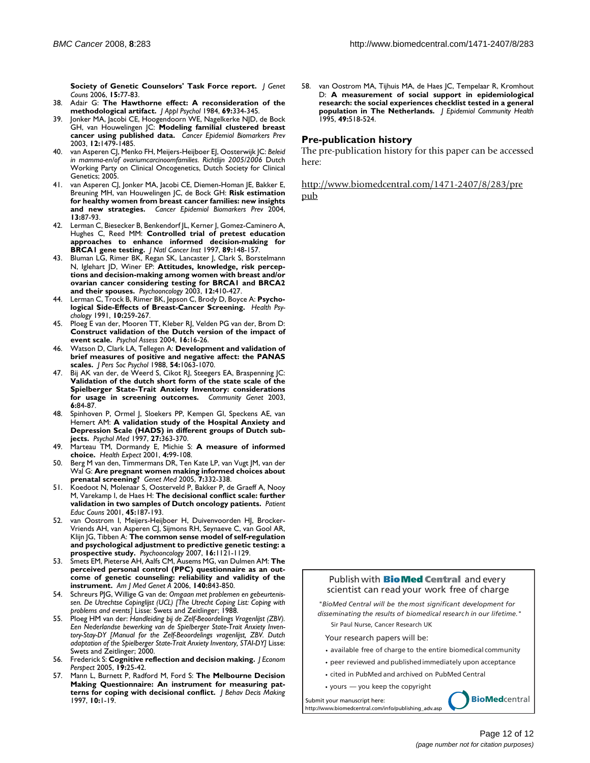Society of Genetic Counselors' Task Force report. *J Genet Couns* 2006, **15:**77-83.

38. Adair G: **The Hawthorne effect: A reconsideration of the methodological artifact.** *J Appl Psychol* 1984, **69:**334-345.
39. Jonker MA, Jacobi CE, Hoogendoorn WE, Nagelkerke NJD, de Bock GH, van Houwelingen JC: **Modeling familial clustered breast cancer using published data.** *Cancer Epidemiol Biomarkers Prev* 2003, **12:**1479-1485.
40. van Asperen CJ, Menko FH, Meijers-Heijboer EJ, Oosterwijk JC: *Beleid in mamma-en/of ovariumcarcinoomfamilies. Richtlijn 2005/2006* Dutch Working Party on Clinical Oncogenetics, Dutch Society for Clinical Genetics; 2005.
41. van Asperen CJ, Jonker MA, Jacobi CE, Diemen-Homan JE, Bakker E, Breuning MH, van Houwelingen JC, de Bock GH: **Risk estimation for healthy women from breast cancer families: new insights and new strategies.** *Cancer Epidemiol Biomarkers Prev* 2004, **13:**87-93.
42. Lerman C, Biesecker B, Benkendorf JL, Kerner J, Gomez-Caminero A, Hughes C, Reed MM: **Controlled trial of pretest education approaches to enhance informed decision-making for BRCA1 gene testing.** *J Natl Cancer Inst* 1997, **89:**148-157.
43. Bluman LG, Rimer BK, Regan SK, Lancaster J, Clark S, Borstelmann N, Iglehart JD, Winer EP: **Attitudes, knowledge, risk perceptions and decision-making among women with breast and/or ovarian cancer considering testing for BRCA1 and BRCA2 and their spouses.** *Psychooncology* 2003, **12:**410-427.
44. Lerman C, Trock B, Rimer BK, Jepson C, Brody D, Boyce A: **Psychological Side-Effects of Breast-Cancer Screening.** *Health Psychology* 1991, **10:**259-267.
45. Ploeg E van der, Mooren TT, Kleber RJ, Velden PG van der, Brom D: **Construct validation of the Dutch version of the impact of event scale.** *Psychol Assess* 2004, **16:**16-26.
46. Watson D, Clark LA, Tellegen A: **Development and validation of brief measures of positive and negative affect: the PANAS scales.** *J Pers Soc Psychol* 1988, **54:**1063-1070.
47. Bij AK van der, de Weerd S, Cikot RJ, Steegers EA, Braspenning JC: **Validation of the dutch short form of the state scale of the Spielberger State-Trait Anxiety Inventory: considerations for usage in screening outcomes.** *Community Genet* 2003, **6:**84-87.
48. Spinhoven P, Ormel J, Sloekers PP, Kempen GI, Speckens AE, van Hemert AM: **A validation study of the Hospital Anxiety and Depression Scale (HADS) in different groups of Dutch subjects.** *Psychol Med* 1997, **27:**363-370.
49. Marteau TM, Dormandy E, Michie S: **A measure of informed choice.** *Health Expect* 2001, **4:**99-108.
50. Berg M van den, Timmermans DR, Ten Kate LP, van Vugt JM, van der Wal G: **Are pregnant women making informed choices about prenatal screening?** *Genet Med* 2005, **7:**332-338.
51. Koedoot N, Molenaar S, Oosterveld P, Bakker P, de Graeff A, Nooy M, Varekamp I, de Haes H: **The decisional conflict scale: further validation in two samples of Dutch oncology patients.** *Patient Educ Couns* 2001, **45:**187-193.
52. van Oostrom I, Meijers-Heijboer H, Duivenvoorden HJ, Brocker-Vriends AH, van Asperen CJ, Sijmons RH, Seynaeve C, van Gool AR, Klijn JG, Tibben A: **The common sense model of self-regulation and psychological adjustment to predictive genetic testing: a prospective study.** *Psychooncology* 2007, **16:**1121-1129.
53. Smets EM, Pieterse AH, Aalfs CM, Ausems MG, van Dulmen AM: **The perceived personal control (PPC) questionnaire as an outcome of genetic counseling: reliability and validity of the instrument.** *Am J Med Genet A* 2006, **140:**843-850.
54. Schreurs PJG, Willige G van de: *Omgaan met problemen en gebeurtenissen. De Utrechtse Copinglijst (UCL) [The Utrecht Coping List: Coping with problems and events]* Lisse: Swets and Zeitlinger; 1988.
55. Ploeg HM van der: *Handleiding bij de Zelf-Beoordelings Vragenlijst (ZBV). Een Nederlandse bewerking van de Spielberger State-Trait Anxiety Inventory-Stay-DY [Manual for the Zelf-Beoordelings vragenlijst, ZBV. Dutch adaptation of the Spielberger State-Trait Anxiety Inventory, STAI-DY]* Lisse: Swets and Zeitlinger; 2000.
56. Frederick S: **Cognitive reflection and decision making.** *J Econom Perspect* 2005, **19:**25-42.
57. Mann L, Burnett P, Radford M, Ford S: **The Melbourne Decision Making Questionnaire: An instrument for measuring patterns for coping with decisional conflict.** *J Behav Decis Making* 1997, **10:**1-19.
58. van Oostrom MA, Tijhuis MA, de Haes JC, Tempelaar R, Kromhout D: **A measurement of social support in epidemiological research: the social experiences checklist tested in a general population in The Netherlands.** *J Epidemiol Community Health* 1995, **49:**518-524.

## Pre-publication history

The pre-publication history for this paper can be accessed here:

http://www.biomedcentral.com/1471-2407/8/283/prepub

Publish with **BioMed Central** and every scientist can read your work free of charge

*"BioMed Central will be the most significant development for disseminating the results of biomedical research in our lifetime."*
Sir Paul Nurse, Cancer Research UK

Your research papers will be:

- available free of charge to the entire biomedical community
- peer reviewed and published immediately upon acceptance
- cited in PubMed and archived on PubMed Central
- yours — you keep the copyright

Submit your manuscript here:
http://www.biomedcentral.com/info/publishing_adv.asp

BioMedcentral